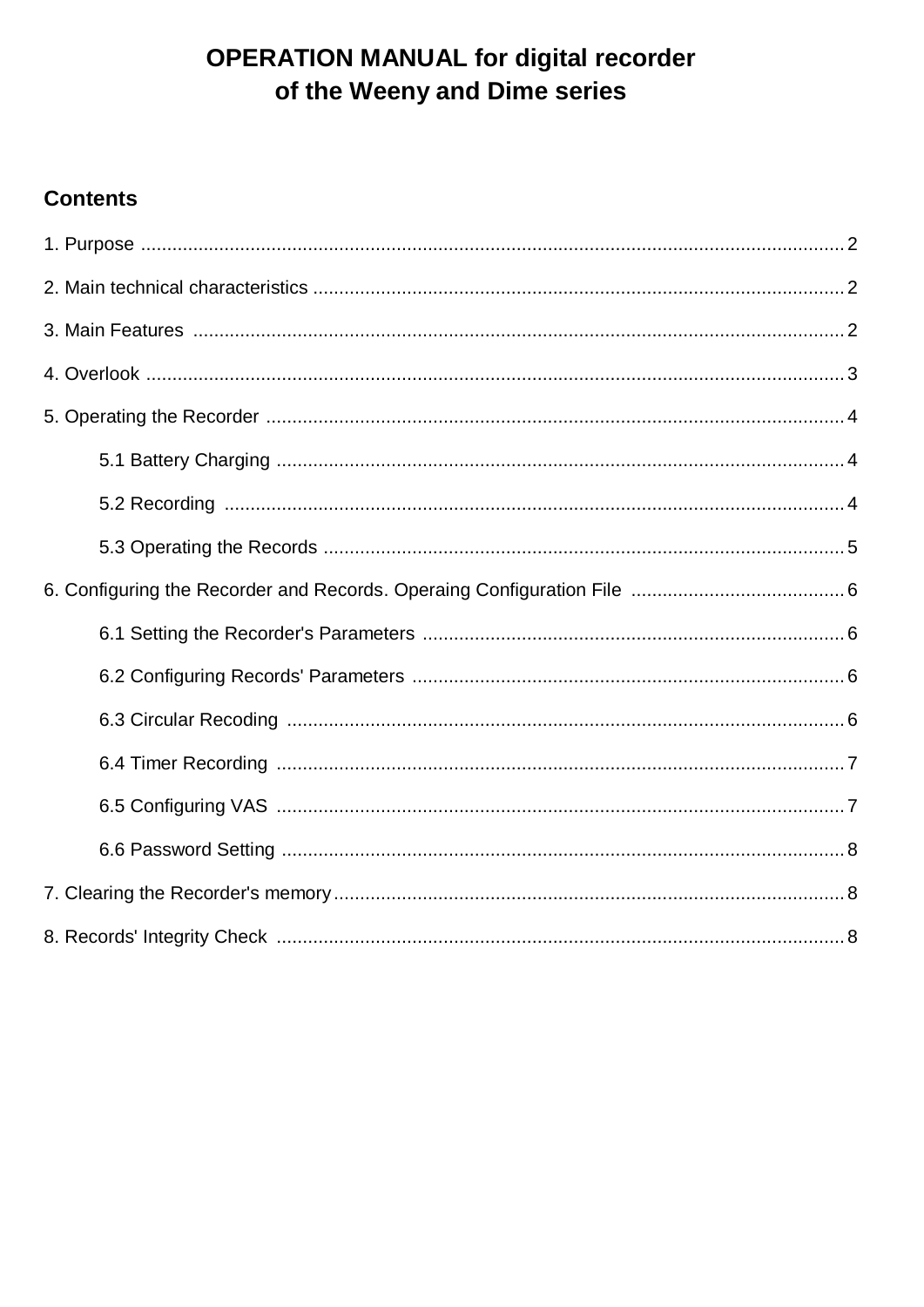# OPERATION MANUAL for digital recorder of the Weeny and Dime series

## Contents

1. Purpose ..... 2
2. Main technical characteristics ..... 2
3. Main Features ..... 2
4. Overlook ..... 3
5. Operating the Recorder ..... 4
    - 5.1 Battery Charging ..... 4
    - 5.2 Recording ..... 4
    - 5.3 Operating the Records ..... 5
6. Configuring the Recorder and Records. Operaing Configuration File ..... 6
    - 6.1 Setting the Recorder's Parameters ..... 6
    - 6.2 Configuring Records' Parameters ..... 6
    - 6.3 Circular Recoding ..... 6
    - 6.4 Timer Recording ..... 7
    - 6.5 Configuring VAS ..... 7
    - 6.6 Password Setting ..... 8
7. Clearing the Recorder's memory ..... 8
8. Records' Integrity Check ..... 8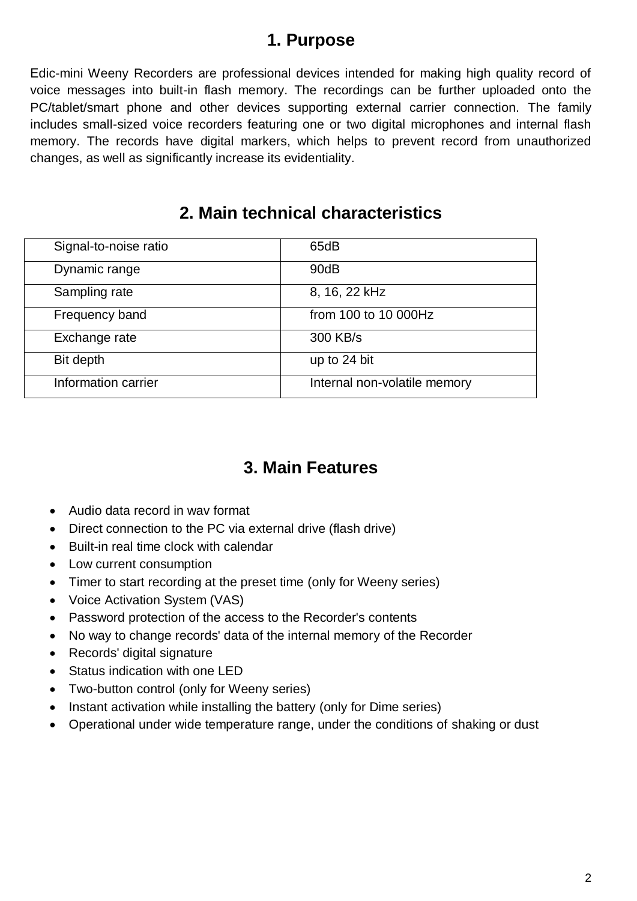# 1. Purpose

Edic-mini Weeny Recorders are professional devices intended for making high quality record of voice messages into built-in flash memory. The recordings can be further uploaded onto the PC/tablet/smart phone and other devices supporting external carrier connection. The family includes small-sized voice recorders featuring one or two digital microphones and internal flash memory. The records have digital markers, which helps to prevent record from unauthorized changes, as well as significantly increase its evidentiality.

# 2. Main technical characteristics

| | |
|---|---|
| Signal-to-noise ratio | 65dB |
| Dynamic range | 90dB |
| Sampling rate | 8, 16, 22 kHz |
| Frequency band | from 100 to 10 000Hz |
| Exchange rate | 300 KB/s |
| Bit depth | up to 24 bit |
| Information carrier | Internal non-volatile memory |

# 3. Main Features

- Audio data record in wav format
- Direct connection to the PC via external drive (flash drive)
- Built-in real time clock with calendar
- Low current consumption
- Timer to start recording at the preset time (only for Weeny series)
- Voice Activation System (VAS)
- Password protection of the access to the Recorder's contents
- No way to change records' data of the internal memory of the Recorder
- Records' digital signature
- Status indication with one LED
- Two-button control (only for Weeny series)
- Instant activation while installing the battery (only for Dime series)
- Operational under wide temperature range, under the conditions of shaking or dust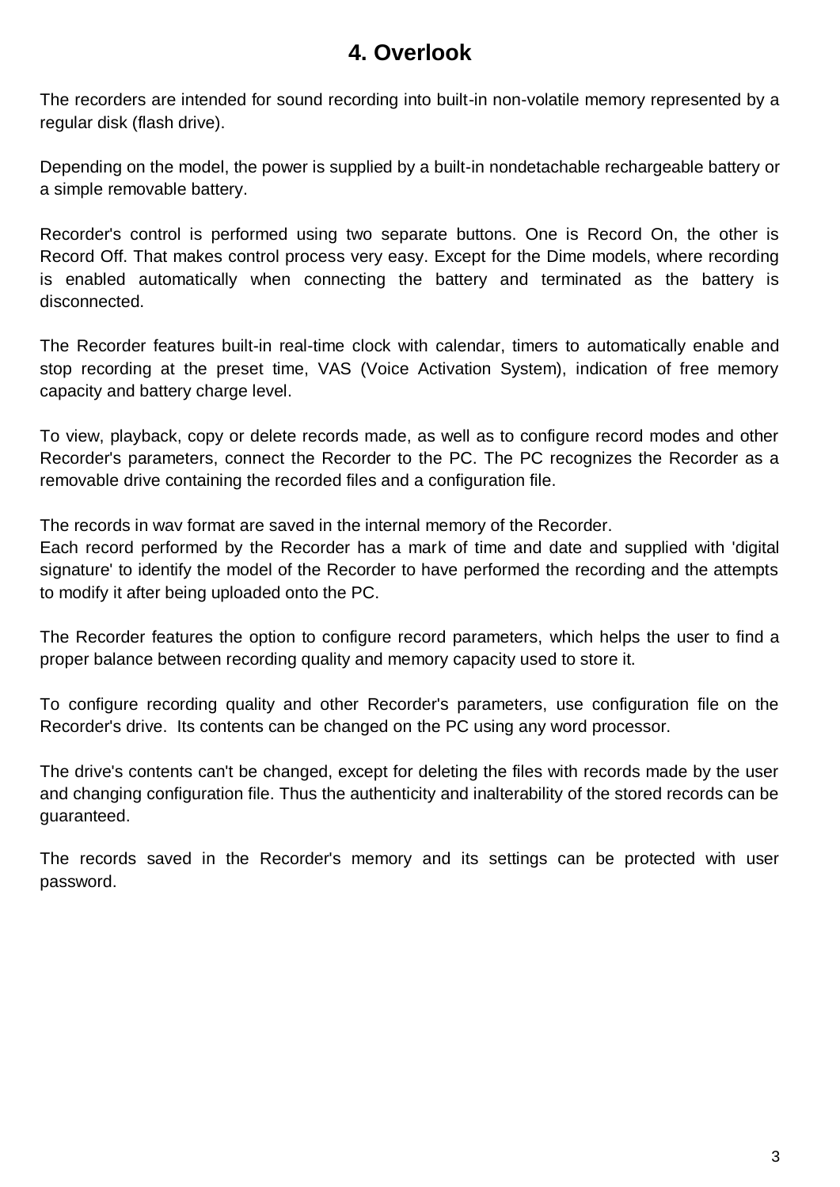# 4. Overlook

The recorders are intended for sound recording into built-in non-volatile memory represented by a regular disk (flash drive).

Depending on the model, the power is supplied by a built-in nondetachable rechargeable battery or a simple removable battery.

Recorder's control is performed using two separate buttons. One is Record On, the other is Record Off. That makes control process very easy. Except for the Dime models, where recording is enabled automatically when connecting the battery and terminated as the battery is disconnected.

The Recorder features built-in real-time clock with calendar, timers to automatically enable and stop recording at the preset time, VAS (Voice Activation System), indication of free memory capacity and battery charge level.

To view, playback, copy or delete records made, as well as to configure record modes and other Recorder's parameters, connect the Recorder to the PC. The PC recognizes the Recorder as a removable drive containing the recorded files and a configuration file.

The records in wav format are saved in the internal memory of the Recorder.
Each record performed by the Recorder has a mark of time and date and supplied with 'digital signature' to identify the model of the Recorder to have performed the recording and the attempts to modify it after being uploaded onto the PC.

The Recorder features the option to configure record parameters, which helps the user to find a proper balance between recording quality and memory capacity used to store it.

To configure recording quality and other Recorder's parameters, use configuration file on the Recorder's drive. Its contents can be changed on the PC using any word processor.

The drive's contents can't be changed, except for deleting the files with records made by the user and changing configuration file. Thus the authenticity and inalterability of the stored records can be guaranteed.

The records saved in the Recorder's memory and its settings can be protected with user password.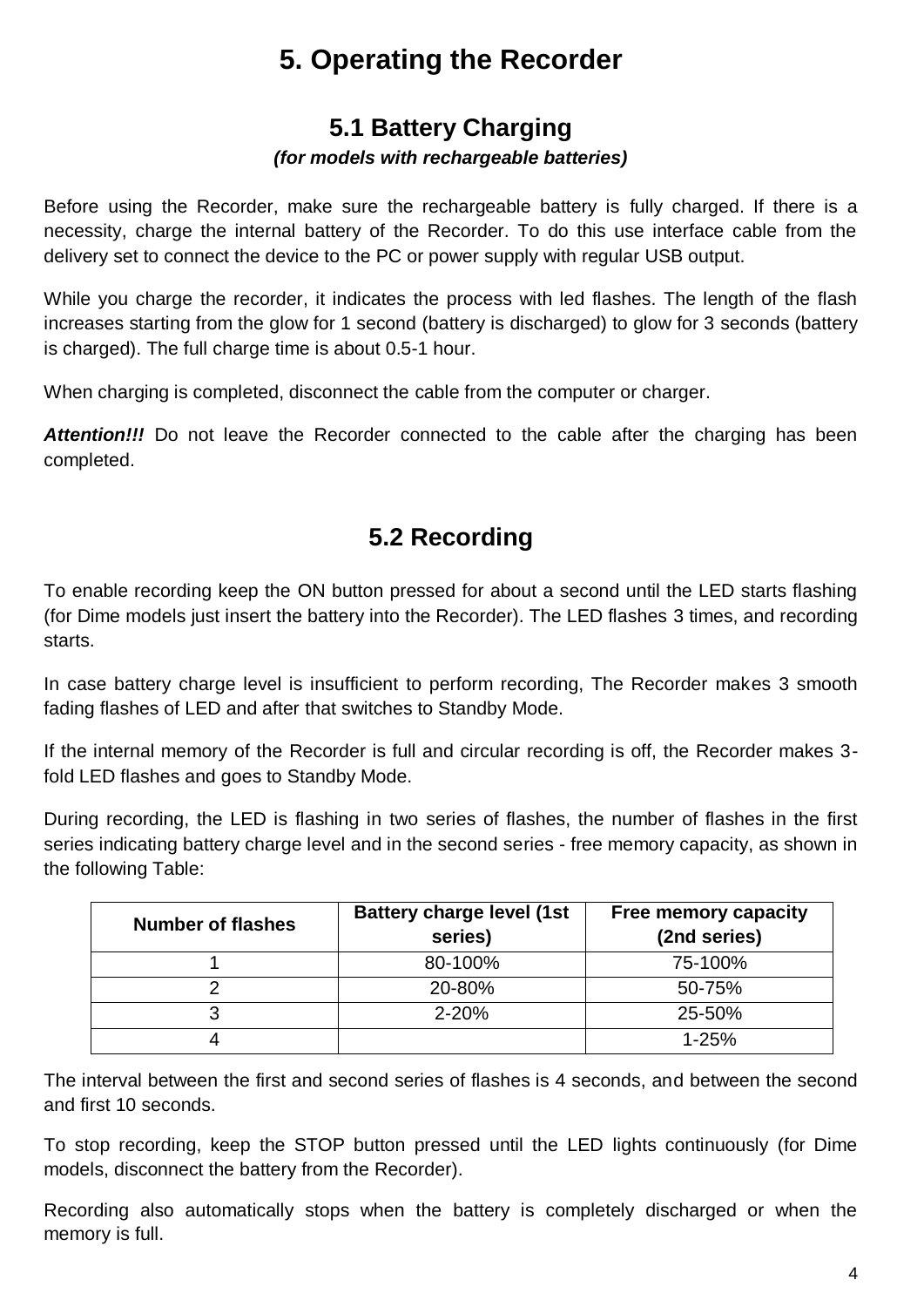# 5. Operating the Recorder

## 5.1 Battery Charging

***(for models with rechargeable batteries)***

Before using the Recorder, make sure the rechargeable battery is fully charged. If there is a necessity, charge the internal battery of the Recorder. To do this use interface cable from the delivery set to connect the device to the PC or power supply with regular USB output.

While you charge the recorder, it indicates the process with led flashes. The length of the flash increases starting from the glow for 1 second (battery is discharged) to glow for 3 seconds (battery is charged). The full charge time is about 0.5-1 hour.

When charging is completed, disconnect the cable from the computer or charger.

***Attention!!!*** Do not leave the Recorder connected to the cable after the charging has been completed.

## 5.2 Recording

To enable recording keep the ON button pressed for about a second until the LED starts flashing (for Dime models just insert the battery into the Recorder). The LED flashes 3 times, and recording starts.

In case battery charge level is insufficient to perform recording, The Recorder makes 3 smooth fading flashes of LED and after that switches to Standby Mode.

If the internal memory of the Recorder is full and circular recording is off, the Recorder makes 3-fold LED flashes and goes to Standby Mode.

During recording, the LED is flashing in two series of flashes, the number of flashes in the first series indicating battery charge level and in the second series - free memory capacity, as shown in the following Table:

| Number of flashes | Battery charge level (1st series) | Free memory capacity (2nd series) |
|---|---|---|
| 1 | 80-100% | 75-100% |
| 2 | 20-80% | 50-75% |
| 3 | 2-20% | 25-50% |
| 4 | | 1-25% |

The interval between the first and second series of flashes is 4 seconds, and between the second and first 10 seconds.

To stop recording, keep the STOP button pressed until the LED lights continuously (for Dime models, disconnect the battery from the Recorder).

Recording also automatically stops when the battery is completely discharged or when the memory is full.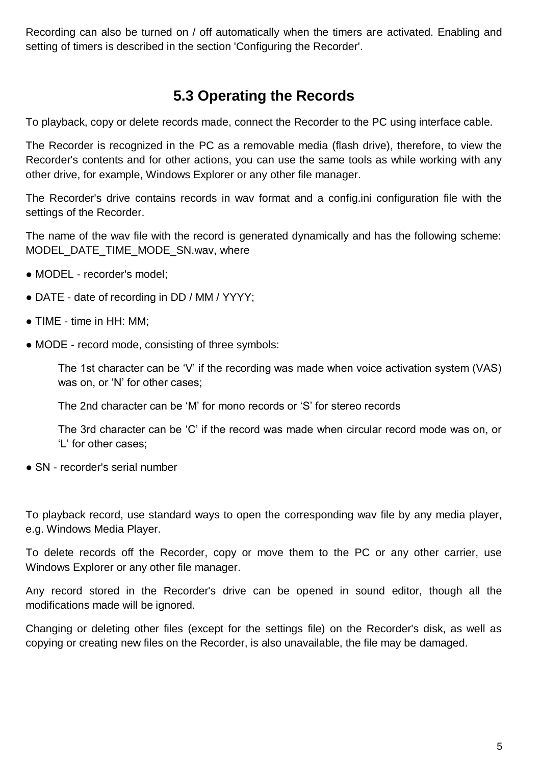Recording can also be turned on / off automatically when the timers are activated. Enabling and setting of timers is described in the section 'Configuring the Recorder'.

## 5.3 Operating the Records

To playback, copy or delete records made, connect the Recorder to the PC using interface cable.

The Recorder is recognized in the PC as a removable media (flash drive), therefore, to view the Recorder's contents and for other actions, you can use the same tools as while working with any other drive, for example, Windows Explorer or any other file manager.

The Recorder's drive contains records in wav format and a config.ini configuration file with the settings of the Recorder.

The name of the wav file with the record is generated dynamically and has the following scheme: MODEL_DATE_TIME_MODE_SN.wav, where

- MODEL - recorder's model;
- DATE - date of recording in DD / MM / YYYY;
- TIME - time in HH: MM;
- MODE - record mode, consisting of three symbols:

  The 1st character can be ‘V’ if the recording was made when voice activation system (VAS) was on, or ‘N’ for other cases;

  The 2nd character can be ‘M’ for mono records or ‘S’ for stereo records

  The 3rd character can be ‘C’ if the record was made when circular record mode was on, or ‘L’ for other cases;

- SN - recorder's serial number

To playback record, use standard ways to open the corresponding wav file by any media player, e.g. Windows Media Player.

To delete records off the Recorder, copy or move them to the PC or any other carrier, use Windows Explorer or any other file manager.

Any record stored in the Recorder's drive can be opened in sound editor, though all the modifications made will be ignored.

Changing or deleting other files (except for the settings file) on the Recorder's disk, as well as copying or creating new files on the Recorder, is also unavailable, the file may be damaged.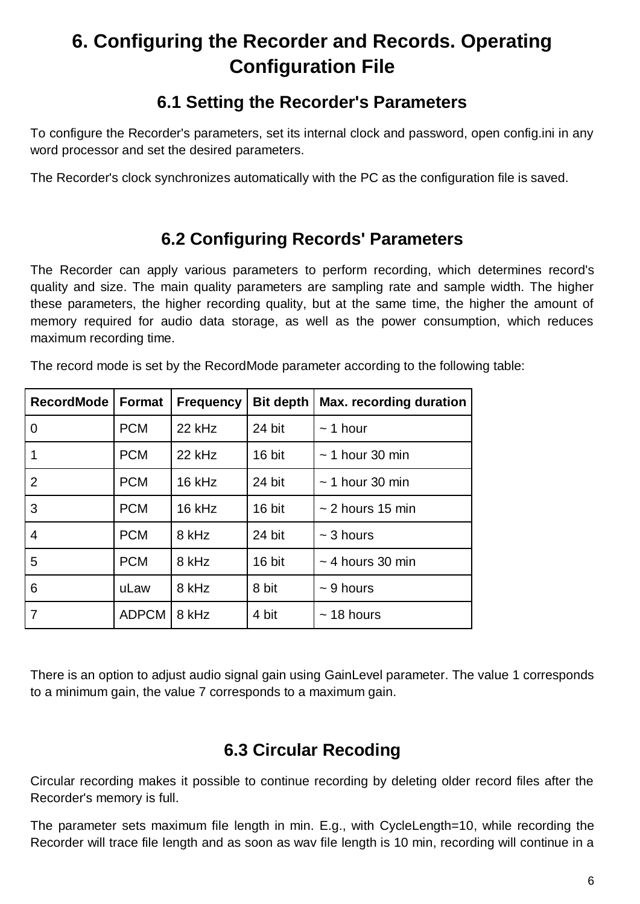# 6. Configuring the Recorder and Records. Operating Configuration File

## 6.1 Setting the Recorder's Parameters

To configure the Recorder's parameters, set its internal clock and password, open config.ini in any word processor and set the desired parameters.

The Recorder's clock synchronizes automatically with the PC as the configuration file is saved.

## 6.2 Configuring Records' Parameters

The Recorder can apply various parameters to perform recording, which determines record's quality and size. The main quality parameters are sampling rate and sample width. The higher these parameters, the higher recording quality, but at the same time, the higher the amount of memory required for audio data storage, as well as the power consumption, which reduces maximum recording time.

The record mode is set by the RecordMode parameter according to the following table:

| RecordMode | Format | Frequency | Bit depth | Max. recording duration |
|---|---|---|---|---|
| 0 | PCM | 22 kHz | 24 bit | ~ 1 hour |
| 1 | PCM | 22 kHz | 16 bit | ~ 1 hour 30 min |
| 2 | PCM | 16 kHz | 24 bit | ~ 1 hour 30 min |
| 3 | PCM | 16 kHz | 16 bit | ~ 2 hours 15 min |
| 4 | PCM | 8 kHz | 24 bit | ~ 3 hours |
| 5 | PCM | 8 kHz | 16 bit | ~ 4 hours 30 min |
| 6 | uLaw | 8 kHz | 8 bit | ~ 9 hours |
| 7 | ADPCM | 8 kHz | 4 bit | ~ 18 hours |

There is an option to adjust audio signal gain using GainLevel parameter. The value 1 corresponds to a minimum gain, the value 7 corresponds to a maximum gain.

## 6.3 Circular Recoding

Circular recording makes it possible to continue recording by deleting older record files after the Recorder's memory is full.

The parameter sets maximum file length in min. E.g., with CycleLength=10, while recording the Recorder will trace file length and as soon as wav file length is 10 min, recording will continue in a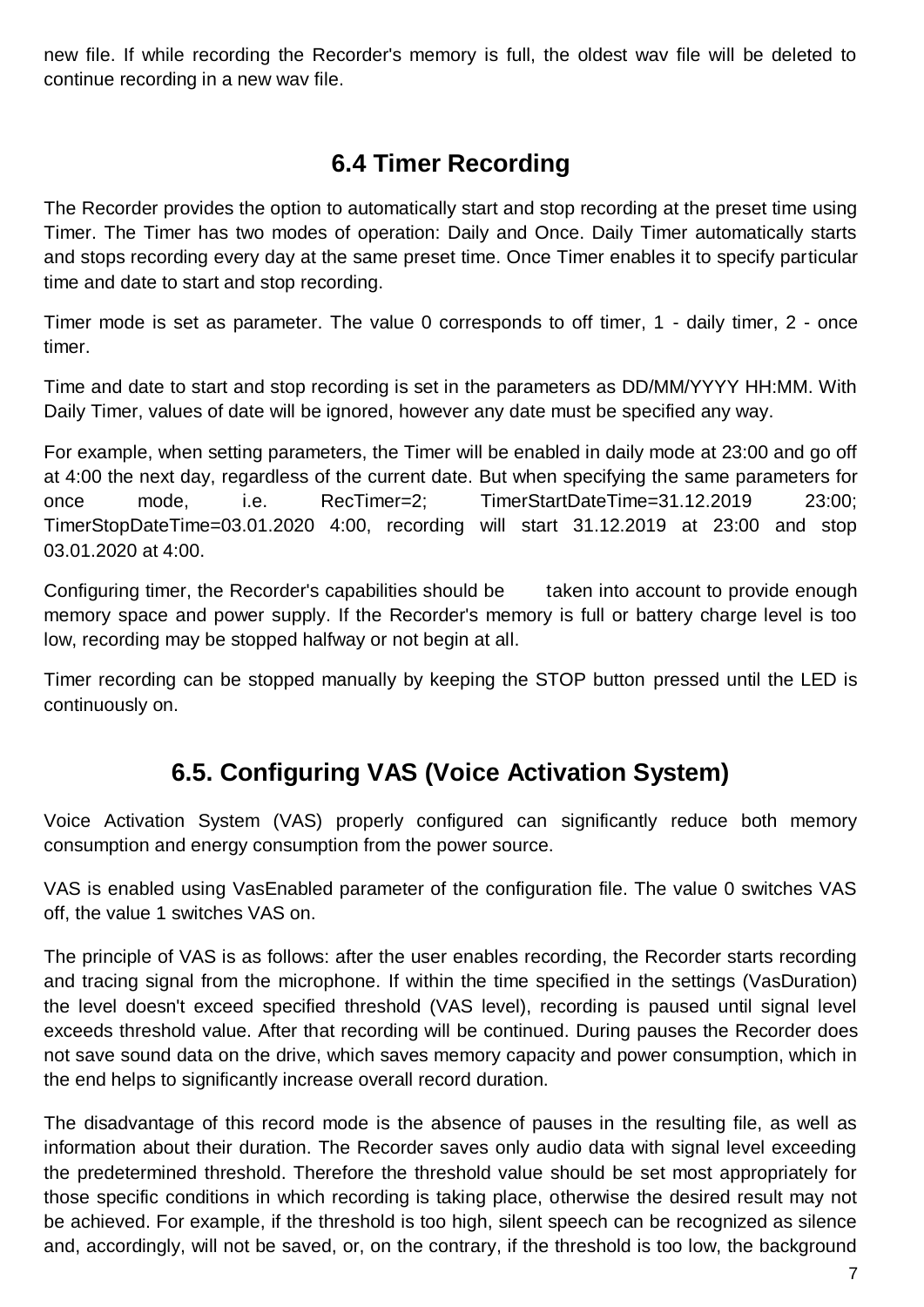new file. If while recording the Recorder's memory is full, the oldest wav file will be deleted to continue recording in a new wav file.

## 6.4 Timer Recording

The Recorder provides the option to automatically start and stop recording at the preset time using Timer. The Timer has two modes of operation: Daily and Once. Daily Timer automatically starts and stops recording every day at the same preset time. Once Timer enables it to specify particular time and date to start and stop recording.

Timer mode is set as parameter. The value 0 corresponds to off timer, 1 - daily timer, 2 - once timer.

Time and date to start and stop recording is set in the parameters as DD/MM/YYYY HH:MM. With Daily Timer, values of date will be ignored, however any date must be specified any way.

For example, when setting parameters, the Timer will be enabled in daily mode at 23:00 and go off at 4:00 the next day, regardless of the current date. But when specifying the same parameters for once mode, i.e. RecTimer=2; TimerStartDateTime=31.12.2019 23:00; TimerStopDateTime=03.01.2020 4:00, recording will start 31.12.2019 at 23:00 and stop 03.01.2020 at 4:00.

Configuring timer, the Recorder's capabilities should be taken into account to provide enough memory space and power supply. If the Recorder's memory is full or battery charge level is too low, recording may be stopped halfway or not begin at all.

Timer recording can be stopped manually by keeping the STOP button pressed until the LED is continuously on.

## 6.5. Configuring VAS (Voice Activation System)

Voice Activation System (VAS) properly configured can significantly reduce both memory consumption and energy consumption from the power source.

VAS is enabled using VasEnabled parameter of the configuration file. The value 0 switches VAS off, the value 1 switches VAS on.

The principle of VAS is as follows: after the user enables recording, the Recorder starts recording and tracing signal from the microphone. If within the time specified in the settings (VasDuration) the level doesn't exceed specified threshold (VAS level), recording is paused until signal level exceeds threshold value. After that recording will be continued. During pauses the Recorder does not save sound data on the drive, which saves memory capacity and power consumption, which in the end helps to significantly increase overall record duration.

The disadvantage of this record mode is the absence of pauses in the resulting file, as well as information about their duration. The Recorder saves only audio data with signal level exceeding the predetermined threshold. Therefore the threshold value should be set most appropriately for those specific conditions in which recording is taking place, otherwise the desired result may not be achieved. For example, if the threshold is too high, silent speech can be recognized as silence and, accordingly, will not be saved, or, on the contrary, if the threshold is too low, the background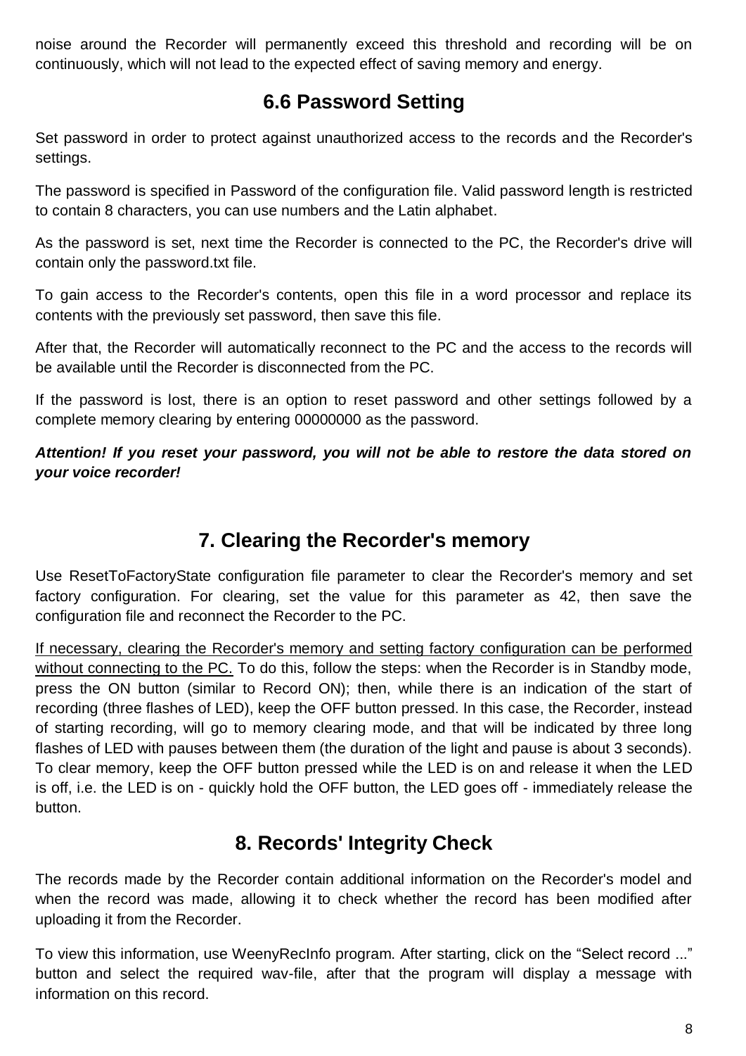noise around the Recorder will permanently exceed this threshold and recording will be on continuously, which will not lead to the expected effect of saving memory and energy.

### 6.6 Password Setting

Set password in order to protect against unauthorized access to the records and the Recorder's settings.

The password is specified in Password of the configuration file. Valid password length is restricted to contain 8 characters, you can use numbers and the Latin alphabet.

As the password is set, next time the Recorder is connected to the PC, the Recorder's drive will contain only the password.txt file.

To gain access to the Recorder's contents, open this file in a word processor and replace its contents with the previously set password, then save this file.

After that, the Recorder will automatically reconnect to the PC and the access to the records will be available until the Recorder is disconnected from the PC.

If the password is lost, there is an option to reset password and other settings followed by a complete memory clearing by entering 00000000 as the password.

***Attention! If you reset your password, you will not be able to restore the data stored on your voice recorder!***

## 7. Clearing the Recorder's memory

Use ResetToFactoryState configuration file parameter to clear the Recorder's memory and set factory configuration. For clearing, set the value for this parameter as 42, then save the configuration file and reconnect the Recorder to the PC.

If necessary, clearing the Recorder's memory and setting factory configuration can be performed without connecting to the PC. To do this, follow the steps: when the Recorder is in Standby mode, press the ON button (similar to Record ON); then, while there is an indication of the start of recording (three flashes of LED), keep the OFF button pressed. In this case, the Recorder, instead of starting recording, will go to memory clearing mode, and that will be indicated by three long flashes of LED with pauses between them (the duration of the light and pause is about 3 seconds). To clear memory, keep the OFF button pressed while the LED is on and release it when the LED is off, i.e. the LED is on - quickly hold the OFF button, the LED goes off - immediately release the button.

## 8. Records' Integrity Check

The records made by the Recorder contain additional information on the Recorder's model and when the record was made, allowing it to check whether the record has been modified after uploading it from the Recorder.

To view this information, use WeenyRecInfo program. After starting, click on the “Select record ...” button and select the required wav-file, after that the program will display a message with information on this record.